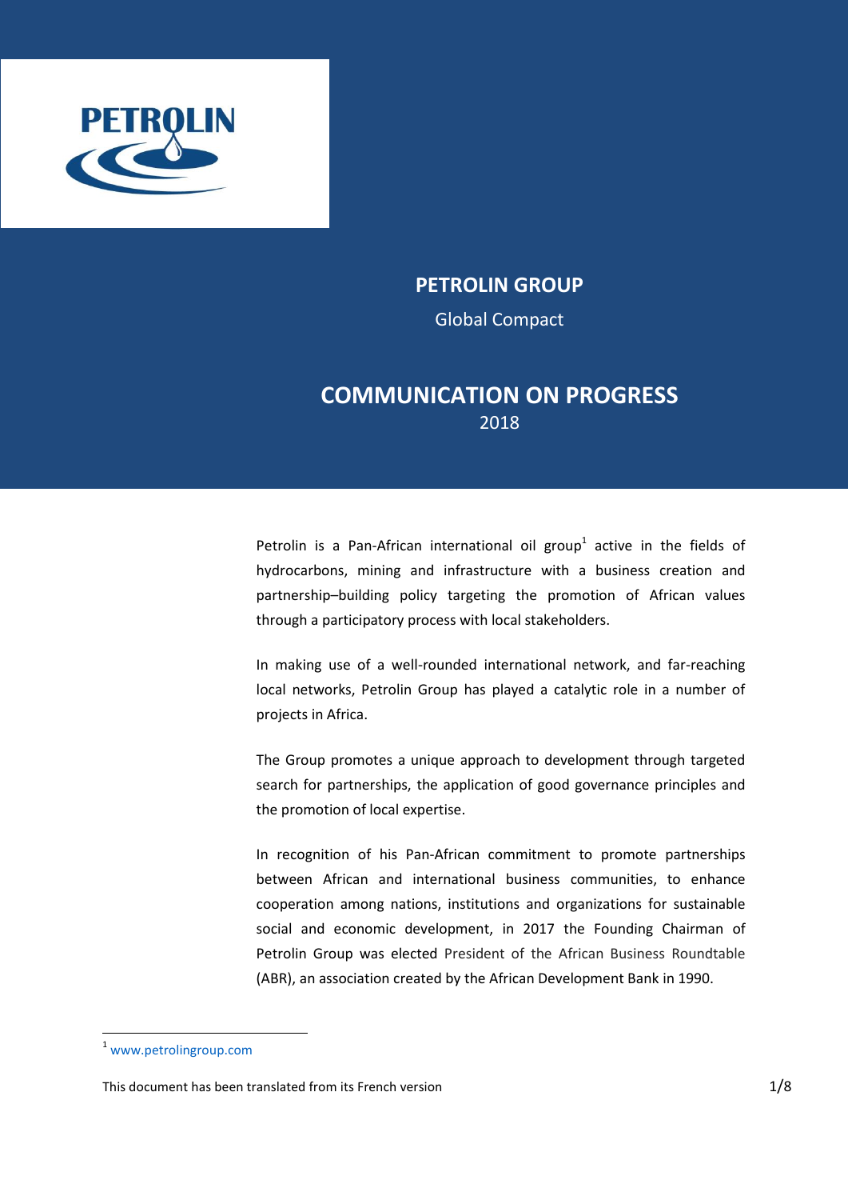# PETROLIN GROUP

Global Compact

## COMMUNICATION ON PROGRESS

2018

Petrolin is a Pan-African international oil group[1] active in the fields of hydrocarbons, mining and infrastructure with a business creation and partnership–building policy targeting the promotion of African values through a participatory process with local stakeholders.

In making use of a well-rounded international network, and far-reaching local networks, Petrolin Group has played a catalytic role in a number of projects in Africa.

The Group promotes a unique approach to development through targeted search for partnerships, the application of good governance principles and the promotion of local expertise.

In recognition of his Pan-African commitment to promote partnerships between African and international business communities, to enhance cooperation among nations, institutions and organizations for sustainable social and economic development, in 2017 the Founding Chairman of Petrolin Group was elected President of the African Business Roundtable (ABR), an association created by the African Development Bank in 1990.

[1] www.petrolingroup.com

This document has been translated from its French version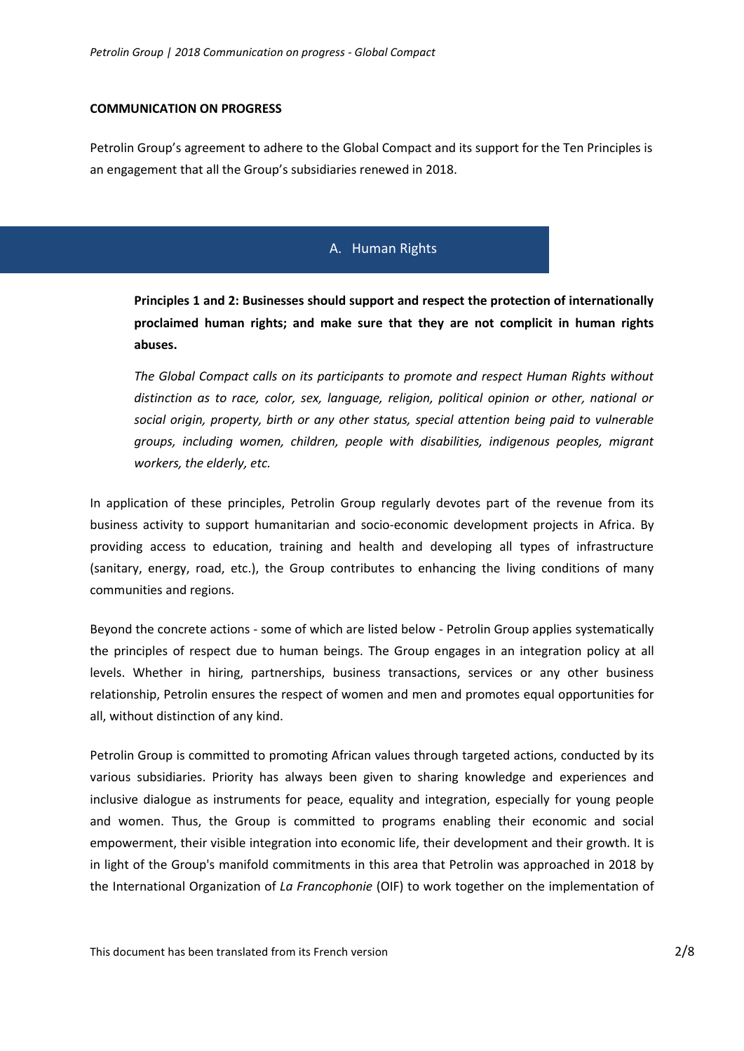## COMMUNICATION ON PROGRESS

Petrolin Group's agreement to adhere to the Global Compact and its support for the Ten Principles is an engagement that all the Group's subsidiaries renewed in 2018.

## A. Human Rights

**Principles 1 and 2: Businesses should support and respect the protection of internationally proclaimed human rights; and make sure that they are not complicit in human rights abuses.**

*The Global Compact calls on its participants to promote and respect Human Rights without distinction as to race, color, sex, language, religion, political opinion or other, national or social origin, property, birth or any other status, special attention being paid to vulnerable groups, including women, children, people with disabilities, indigenous peoples, migrant workers, the elderly, etc.*

In application of these principles, Petrolin Group regularly devotes part of the revenue from its business activity to support humanitarian and socio-economic development projects in Africa. By providing access to education, training and health and developing all types of infrastructure (sanitary, energy, road, etc.), the Group contributes to enhancing the living conditions of many communities and regions.

Beyond the concrete actions - some of which are listed below - Petrolin Group applies systematically the principles of respect due to human beings. The Group engages in an integration policy at all levels. Whether in hiring, partnerships, business transactions, services or any other business relationship, Petrolin ensures the respect of women and men and promotes equal opportunities for all, without distinction of any kind.

Petrolin Group is committed to promoting African values through targeted actions, conducted by its various subsidiaries. Priority has always been given to sharing knowledge and experiences and inclusive dialogue as instruments for peace, equality and integration, especially for young people and women. Thus, the Group is committed to programs enabling their economic and social empowerment, their visible integration into economic life, their development and their growth. It is in light of the Group's manifold commitments in this area that Petrolin was approached in 2018 by the International Organization of *La Francophonie* (OIF) to work together on the implementation of

This document has been translated from its French version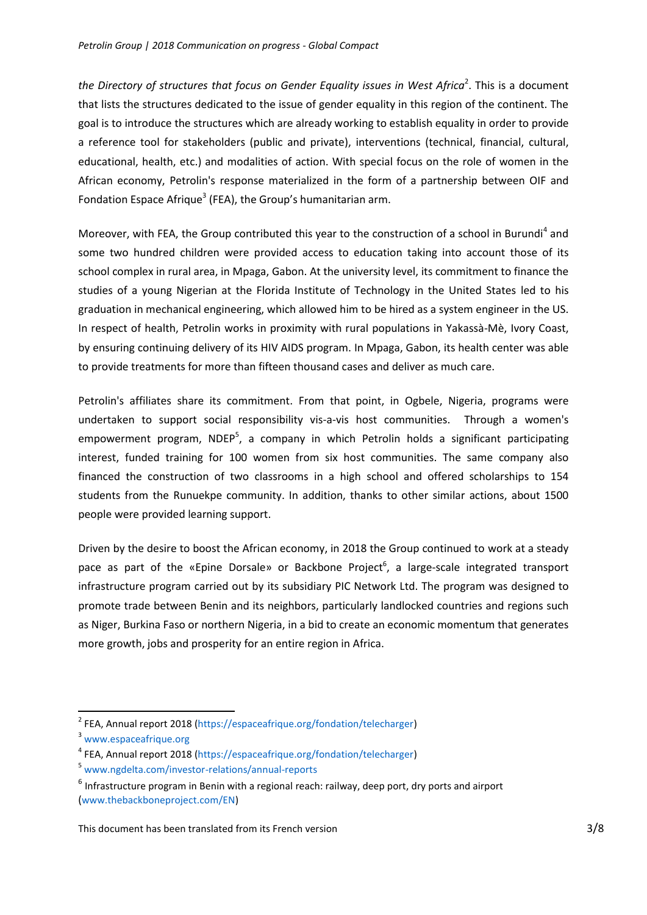*the Directory of structures that focus on Gender Equality issues in West Africa*[2]. This is a document that lists the structures dedicated to the issue of gender equality in this region of the continent. The goal is to introduce the structures which are already working to establish equality in order to provide a reference tool for stakeholders (public and private), interventions (technical, financial, cultural, educational, health, etc.) and modalities of action. With special focus on the role of women in the African economy, Petrolin's response materialized in the form of a partnership between OIF and Fondation Espace Afrique[3] (FEA), the Group's humanitarian arm.

Moreover, with FEA, the Group contributed this year to the construction of a school in Burundi[4] and some two hundred children were provided access to education taking into account those of its school complex in rural area, in Mpaga, Gabon. At the university level, its commitment to finance the studies of a young Nigerian at the Florida Institute of Technology in the United States led to his graduation in mechanical engineering, which allowed him to be hired as a system engineer in the US. In respect of health, Petrolin works in proximity with rural populations in Yakassà-Mè, Ivory Coast, by ensuring continuing delivery of its HIV AIDS program. In Mpaga, Gabon, its health center was able to provide treatments for more than fifteen thousand cases and deliver as much care.

Petrolin's affiliates share its commitment. From that point, in Ogbele, Nigeria, programs were undertaken to support social responsibility vis-a-vis host communities. Through a women's empowerment program, NDEP[5], a company in which Petrolin holds a significant participating interest, funded training for 100 women from six host communities. The same company also financed the construction of two classrooms in a high school and offered scholarships to 154 students from the Runuekpe community. In addition, thanks to other similar actions, about 1500 people were provided learning support.

Driven by the desire to boost the African economy, in 2018 the Group continued to work at a steady pace as part of the «Epine Dorsale» or Backbone Project[6], a large-scale integrated transport infrastructure program carried out by its subsidiary PIC Network Ltd. The program was designed to promote trade between Benin and its neighbors, particularly landlocked countries and regions such as Niger, Burkina Faso or northern Nigeria, in a bid to create an economic momentum that generates more growth, jobs and prosperity for an entire region in Africa.

---

[2] FEA, Annual report 2018 (https://espaceafrique.org/fondation/telecharger)

[3] www.espaceafrique.org

[4] FEA, Annual report 2018 (https://espaceafrique.org/fondation/telecharger)

[5] www.ngdelta.com/investor-relations/annual-reports

[6] Infrastructure program in Benin with a regional reach: railway, deep port, dry ports and airport (www.thebackboneproject.com/EN)

This document has been translated from its French version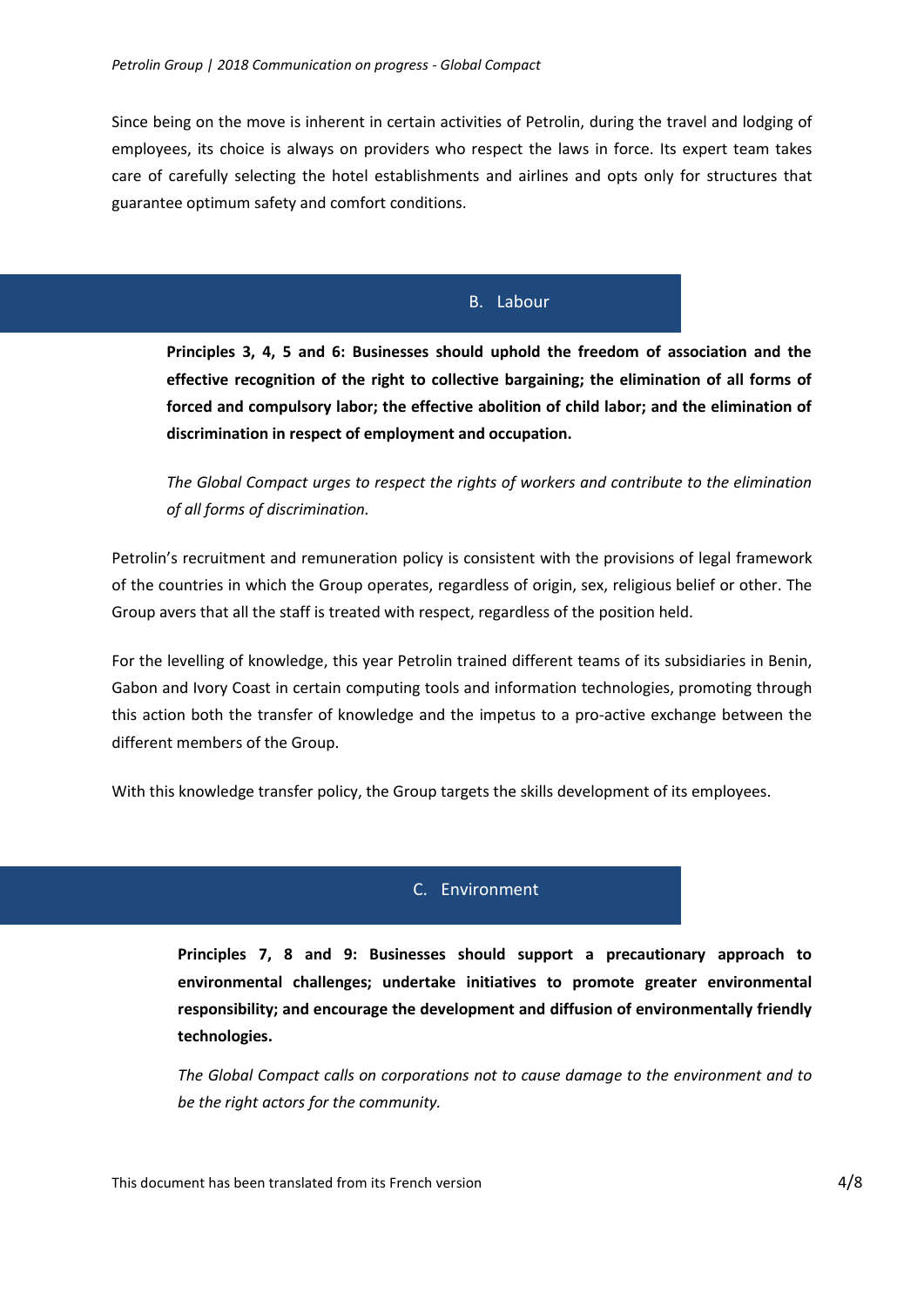Since being on the move is inherent in certain activities of Petrolin, during the travel and lodging of employees, its choice is always on providers who respect the laws in force. Its expert team takes care of carefully selecting the hotel establishments and airlines and opts only for structures that guarantee optimum safety and comfort conditions.

## B. Labour

**Principles 3, 4, 5 and 6: Businesses should uphold the freedom of association and the effective recognition of the right to collective bargaining; the elimination of all forms of forced and compulsory labor; the effective abolition of child labor; and the elimination of discrimination in respect of employment and occupation.**

*The Global Compact urges to respect the rights of workers and contribute to the elimination of all forms of discrimination.*

Petrolin's recruitment and remuneration policy is consistent with the provisions of legal framework of the countries in which the Group operates, regardless of origin, sex, religious belief or other. The Group avers that all the staff is treated with respect, regardless of the position held.

For the levelling of knowledge, this year Petrolin trained different teams of its subsidiaries in Benin, Gabon and Ivory Coast in certain computing tools and information technologies, promoting through this action both the transfer of knowledge and the impetus to a pro-active exchange between the different members of the Group.

With this knowledge transfer policy, the Group targets the skills development of its employees.

## C. Environment

**Principles 7, 8 and 9: Businesses should support a precautionary approach to environmental challenges; undertake initiatives to promote greater environmental responsibility; and encourage the development and diffusion of environmentally friendly technologies.**

*The Global Compact calls on corporations not to cause damage to the environment and to be the right actors for the community.*

This document has been translated from its French version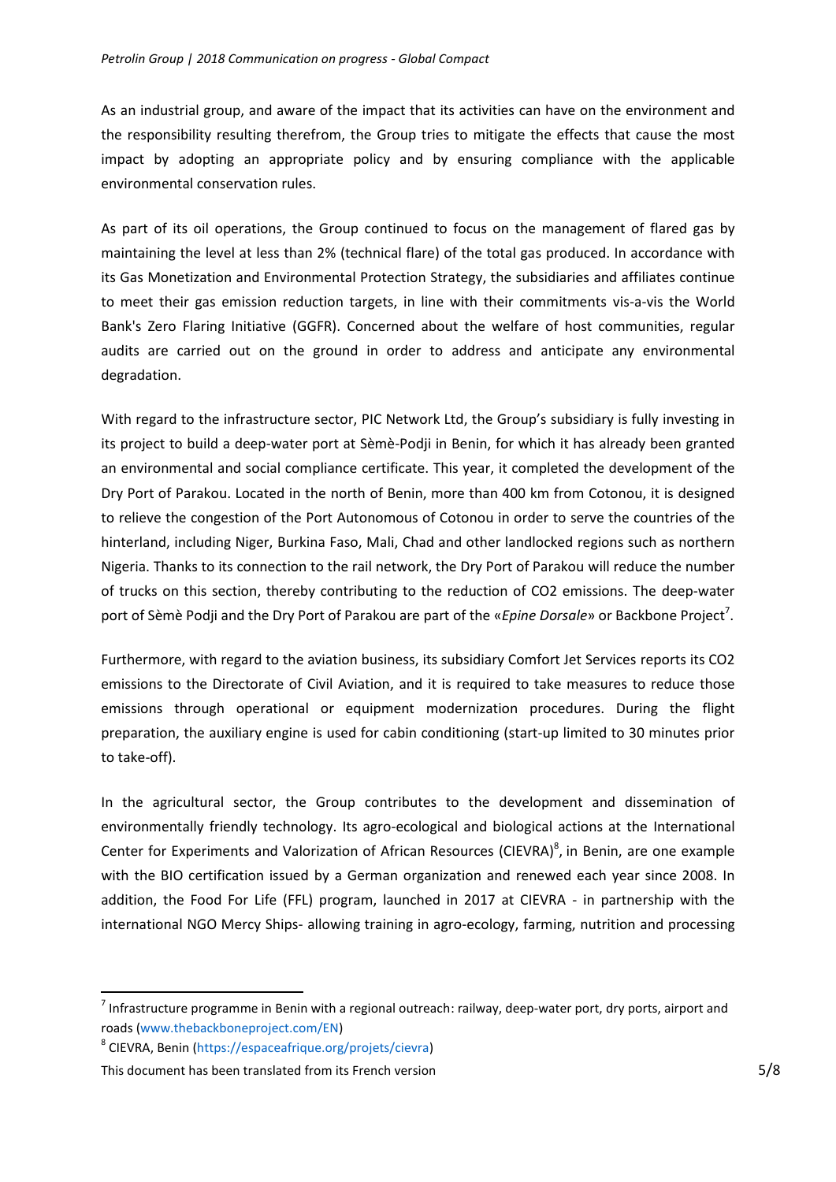As an industrial group, and aware of the impact that its activities can have on the environment and the responsibility resulting therefrom, the Group tries to mitigate the effects that cause the most impact by adopting an appropriate policy and by ensuring compliance with the applicable environmental conservation rules.

As part of its oil operations, the Group continued to focus on the management of flared gas by maintaining the level at less than 2% (technical flare) of the total gas produced. In accordance with its Gas Monetization and Environmental Protection Strategy, the subsidiaries and affiliates continue to meet their gas emission reduction targets, in line with their commitments vis-a-vis the World Bank's Zero Flaring Initiative (GGFR). Concerned about the welfare of host communities, regular audits are carried out on the ground in order to address and anticipate any environmental degradation.

With regard to the infrastructure sector, PIC Network Ltd, the Group's subsidiary is fully investing in its project to build a deep-water port at Sèmè-Podji in Benin, for which it has already been granted an environmental and social compliance certificate. This year, it completed the development of the Dry Port of Parakou. Located in the north of Benin, more than 400 km from Cotonou, it is designed to relieve the congestion of the Port Autonomous of Cotonou in order to serve the countries of the hinterland, including Niger, Burkina Faso, Mali, Chad and other landlocked regions such as northern Nigeria. Thanks to its connection to the rail network, the Dry Port of Parakou will reduce the number of trucks on this section, thereby contributing to the reduction of $CO_2$ emissions. The deep-water port of Sèmè Podji and the Dry Port of Parakou are part of the «*Epine Dorsale*» or Backbone Project[7].

Furthermore, with regard to the aviation business, its subsidiary Comfort Jet Services reports its $CO_2$ emissions to the Directorate of Civil Aviation, and it is required to take measures to reduce those emissions through operational or equipment modernization procedures. During the flight preparation, the auxiliary engine is used for cabin conditioning (start-up limited to 30 minutes prior to take-off).

In the agricultural sector, the Group contributes to the development and dissemination of environmentally friendly technology. Its agro-ecological and biological actions at the International Center for Experiments and Valorization of African Resources (CIEVRA)[8], in Benin, are one example with the BIO certification issued by a German organization and renewed each year since 2008. In addition, the Food For Life (FFL) program, launched in 2017 at CIEVRA - in partnership with the international NGO Mercy Ships- allowing training in agro-ecology, farming, nutrition and processing

---

[7] Infrastructure programme in Benin with a regional outreach: railway, deep-water port, dry ports, airport and roads (www.thebackboneproject.com/EN)

[8] CIEVRA, Benin (https://espaceafrique.org/projets/cievra)

This document has been translated from its French version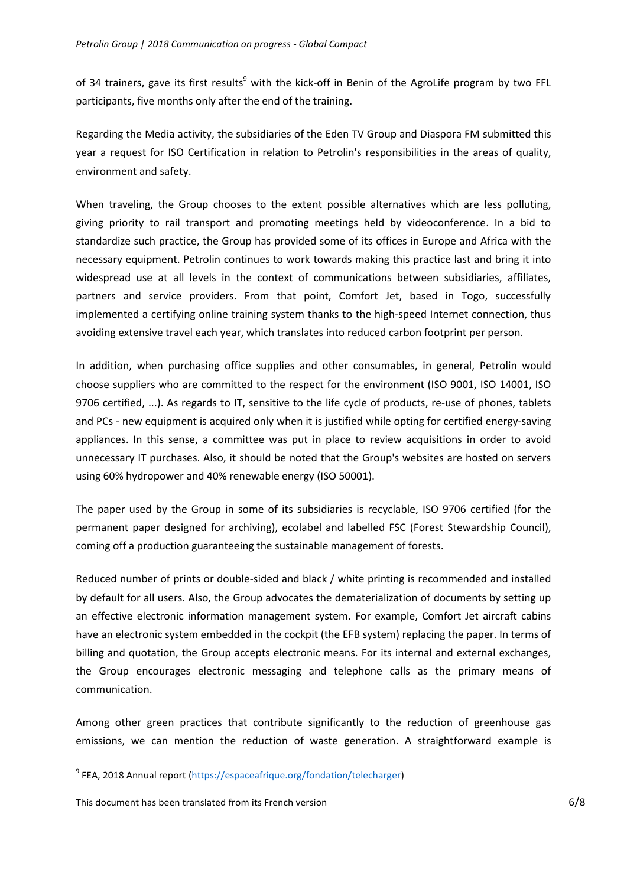of 34 trainers, gave its first results[9] with the kick-off in Benin of the AgroLife program by two FFL participants, five months only after the end of the training.

Regarding the Media activity, the subsidiaries of the Eden TV Group and Diaspora FM submitted this year a request for ISO Certification in relation to Petrolin's responsibilities in the areas of quality, environment and safety.

When traveling, the Group chooses to the extent possible alternatives which are less polluting, giving priority to rail transport and promoting meetings held by videoconference. In a bid to standardize such practice, the Group has provided some of its offices in Europe and Africa with the necessary equipment. Petrolin continues to work towards making this practice last and bring it into widespread use at all levels in the context of communications between subsidiaries, affiliates, partners and service providers. From that point, Comfort Jet, based in Togo, successfully implemented a certifying online training system thanks to the high-speed Internet connection, thus avoiding extensive travel each year, which translates into reduced carbon footprint per person.

In addition, when purchasing office supplies and other consumables, in general, Petrolin would choose suppliers who are committed to the respect for the environment (ISO 9001, ISO 14001, ISO 9706 certified, ...). As regards to IT, sensitive to the life cycle of products, re-use of phones, tablets and PCs - new equipment is acquired only when it is justified while opting for certified energy-saving appliances. In this sense, a committee was put in place to review acquisitions in order to avoid unnecessary IT purchases. Also, it should be noted that the Group's websites are hosted on servers using 60% hydropower and 40% renewable energy (ISO 50001).

The paper used by the Group in some of its subsidiaries is recyclable, ISO 9706 certified (for the permanent paper designed for archiving), ecolabel and labelled FSC (Forest Stewardship Council), coming off a production guaranteeing the sustainable management of forests.

Reduced number of prints or double-sided and black / white printing is recommended and installed by default for all users. Also, the Group advocates the dematerialization of documents by setting up an effective electronic information management system. For example, Comfort Jet aircraft cabins have an electronic system embedded in the cockpit (the EFB system) replacing the paper. In terms of billing and quotation, the Group accepts electronic means. For its internal and external exchanges, the Group encourages electronic messaging and telephone calls as the primary means of communication.

Among other green practices that contribute significantly to the reduction of greenhouse gas emissions, we can mention the reduction of waste generation. A straightforward example is

[9] FEA, 2018 Annual report (https://espaceafrique.org/fondation/telecharger)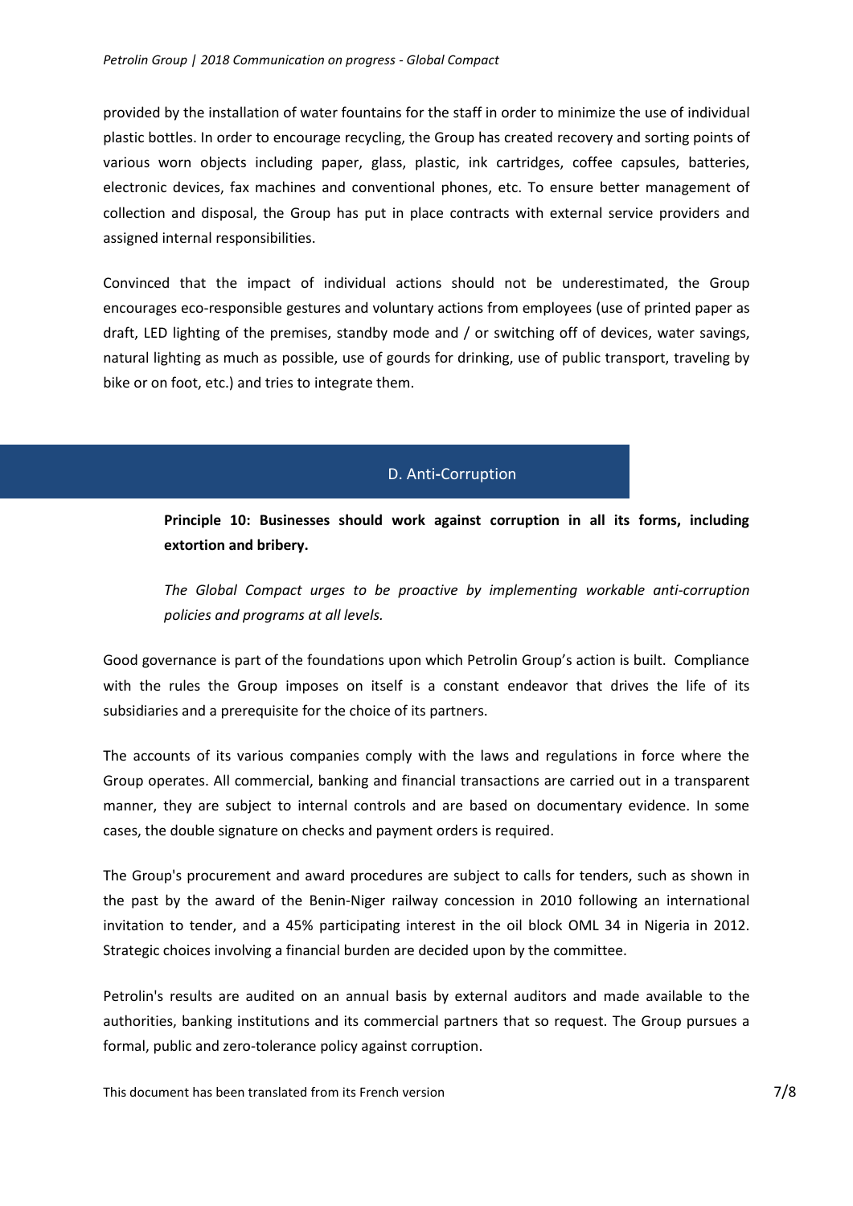provided by the installation of water fountains for the staff in order to minimize the use of individual plastic bottles. In order to encourage recycling, the Group has created recovery and sorting points of various worn objects including paper, glass, plastic, ink cartridges, coffee capsules, batteries, electronic devices, fax machines and conventional phones, etc. To ensure better management of collection and disposal, the Group has put in place contracts with external service providers and assigned internal responsibilities.

Convinced that the impact of individual actions should not be underestimated, the Group encourages eco-responsible gestures and voluntary actions from employees (use of printed paper as draft, LED lighting of the premises, standby mode and / or switching off of devices, water savings, natural lighting as much as possible, use of gourds for drinking, use of public transport, traveling by bike or on foot, etc.) and tries to integrate them.

## D. Anti-Corruption

**Principle 10: Businesses should work against corruption in all its forms, including extortion and bribery.**

*The Global Compact urges to be proactive by implementing workable anti-corruption policies and programs at all levels.*

Good governance is part of the foundations upon which Petrolin Group's action is built. Compliance with the rules the Group imposes on itself is a constant endeavor that drives the life of its subsidiaries and a prerequisite for the choice of its partners.

The accounts of its various companies comply with the laws and regulations in force where the Group operates. All commercial, banking and financial transactions are carried out in a transparent manner, they are subject to internal controls and are based on documentary evidence. In some cases, the double signature on checks and payment orders is required.

The Group's procurement and award procedures are subject to calls for tenders, such as shown in the past by the award of the Benin-Niger railway concession in 2010 following an international invitation to tender, and a 45% participating interest in the oil block OML 34 in Nigeria in 2012. Strategic choices involving a financial burden are decided upon by the committee.

Petrolin's results are audited on an annual basis by external auditors and made available to the authorities, banking institutions and its commercial partners that so request. The Group pursues a formal, public and zero-tolerance policy against corruption.

This document has been translated from its French version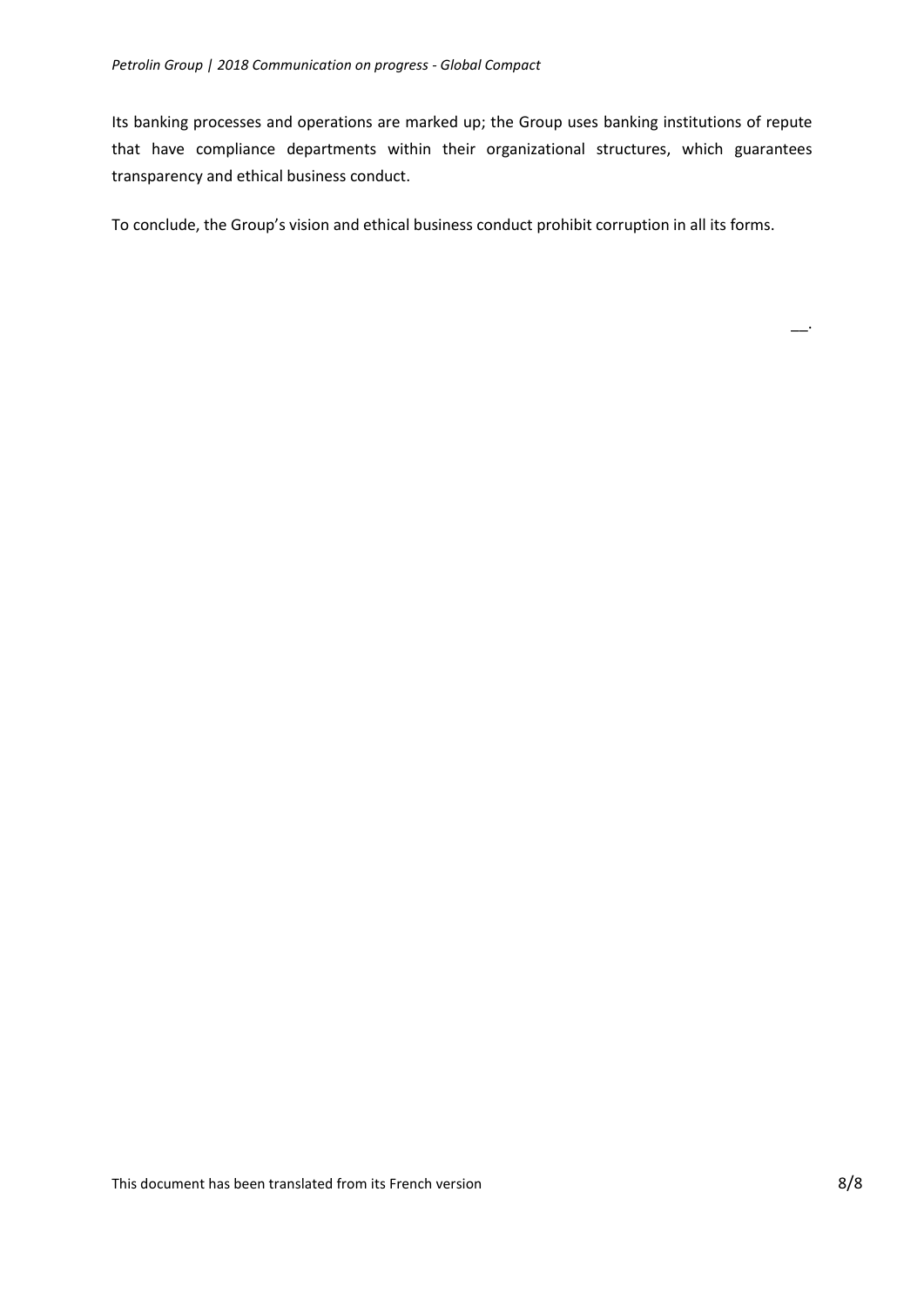Its banking processes and operations are marked up; the Group uses banking institutions of repute that have compliance departments within their organizational structures, which guarantees transparency and ethical business conduct.

To conclude, the Group's vision and ethical business conduct prohibit corruption in all its forms.

__.

This document has been translated from its French version